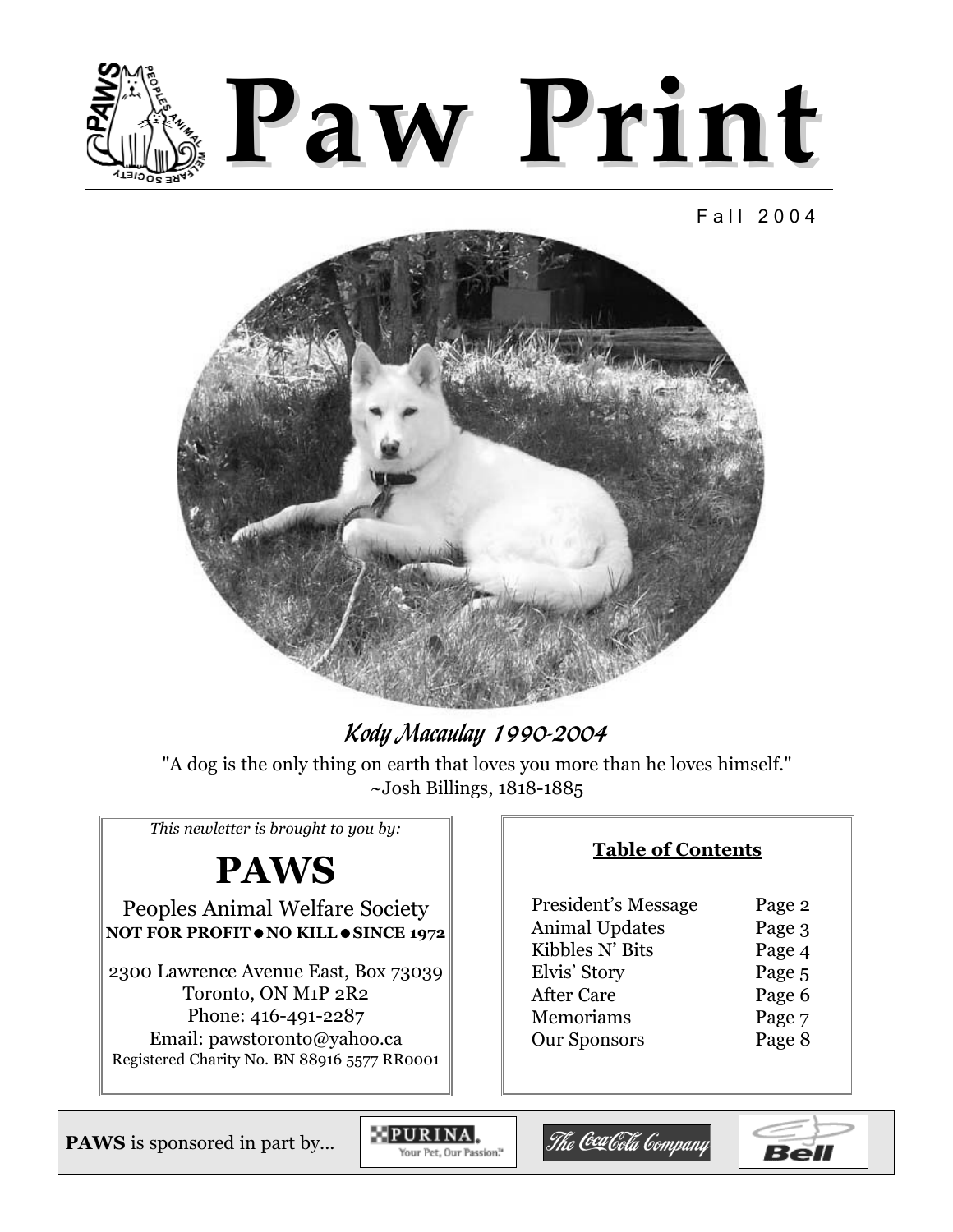# Paw Print

Fall 2004

*Kody Macaulay 1990-2004*

"A dog is the only thing on earth that loves you more than he loves himself."
~Josh Billings, 1818-1885

*This newletter is brought to you by:*

## PAWS

Peoples Animal Welfare Society

**NOT FOR PROFIT ● NO KILL ● SINCE 1972**

2300 Lawrence Avenue East, Box 73039
Toronto, ON M1P 2R2
Phone: 416-491-2287
Email: pawstoronto@yahoo.ca
Registered Charity No. BN 88916 5577 RR0001

**Table of Contents**

| | |
|---|---|
| President's Message | Page 2 |
| Animal Updates | Page 3 |
| Kibbles N' Bits | Page 4 |
| Elvis' Story | Page 5 |
| After Care | Page 6 |
| Memoriams | Page 7 |
| Our Sponsors | Page 8 |

**PAWS** is sponsored in part by... PURINA. Your Pet, Our Passion. The Coca-Cola Company Bell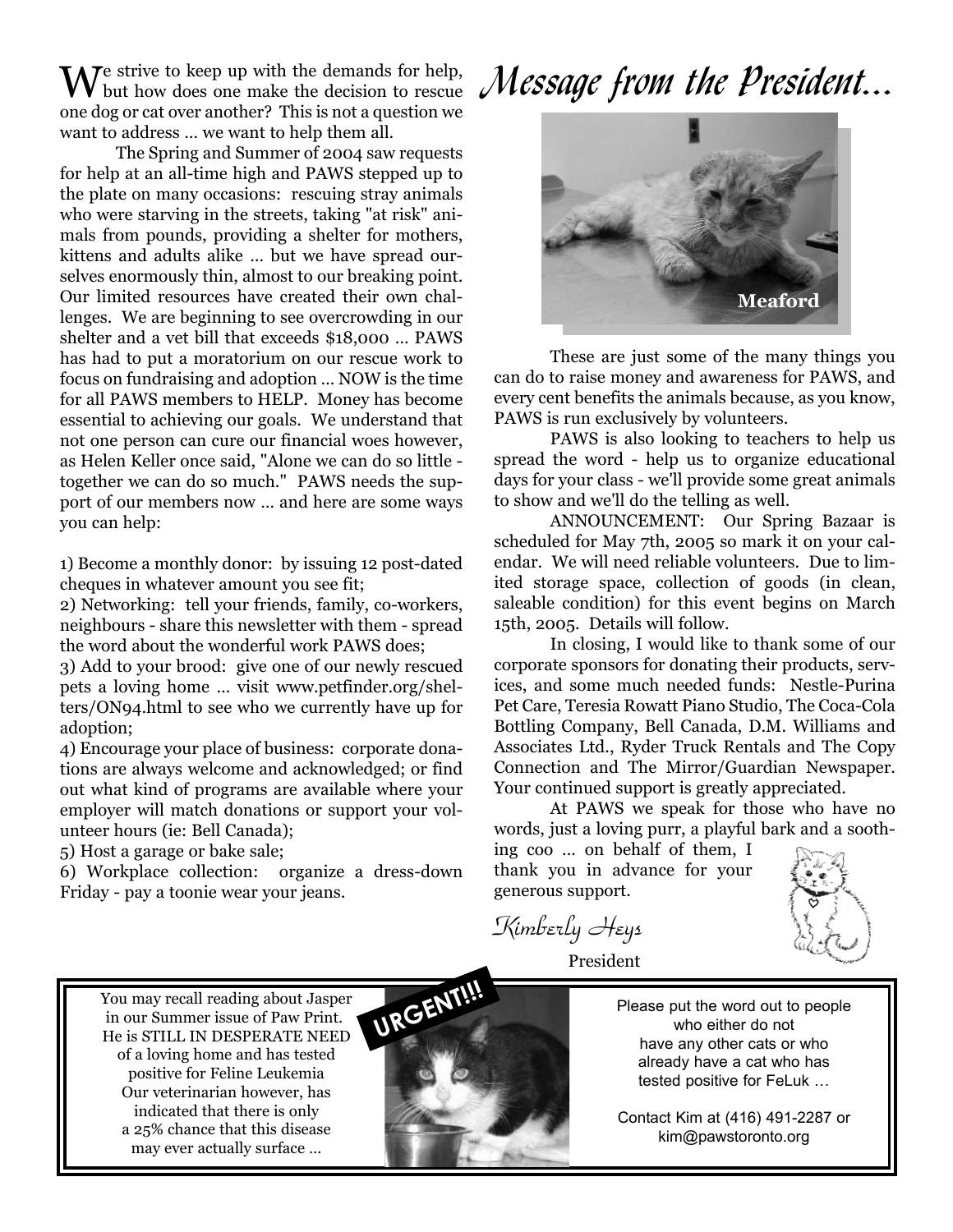# Message from the President...

We strive to keep up with the demands for help, but how does one make the decision to rescue one dog or cat over another? This is not a question we want to address ... we want to help them all.

The Spring and Summer of 2004 saw requests for help at an all-time high and PAWS stepped up to the plate on many occasions: rescuing stray animals who were starving in the streets, taking "at risk" animals from pounds, providing a shelter for mothers, kittens and adults alike ... but we have spread ourselves enormously thin, almost to our breaking point. Our limited resources have created their own challenges. We are beginning to see overcrowding in our shelter and a vet bill that exceeds $18,000 ... PAWS has had to put a moratorium on our rescue work to focus on fundraising and adoption ... NOW is the time for all PAWS members to HELP. Money has become essential to achieving our goals. We understand that not one person can cure our financial woes however, as Helen Keller once said, "Alone we can do so little - together we can do so much." PAWS needs the support of our members now ... and here are some ways you can help:

1) Become a monthly donor: by issuing 12 post-dated cheques in whatever amount you see fit;
2) Networking: tell your friends, family, co-workers, neighbours - share this newsletter with them - spread the word about the wonderful work PAWS does;
3) Add to your brood: give one of our newly rescued pets a loving home ... visit www.petfinder.org/shelters/ON94.html to see who we currently have up for adoption;
4) Encourage your place of business: corporate donations are always welcome and acknowledged; or find out what kind of programs are available where your employer will match donations or support your volunteer hours (ie: Bell Canada);
5) Host a garage or bake sale;
6) Workplace collection: organize a dress-down Friday - pay a toonie wear your jeans.

Meaford

These are just some of the many things you can do to raise money and awareness for PAWS, and every cent benefits the animals because, as you know, PAWS is run exclusively by volunteers.

PAWS is also looking to teachers to help us spread the word - help us to organize educational days for your class - we'll provide some great animals to show and we'll do the telling as well.

ANNOUNCEMENT: Our Spring Bazaar is scheduled for May 7th, 2005 so mark it on your calendar. We will need reliable volunteers. Due to limited storage space, collection of goods (in clean, saleable condition) for this event begins on March 15th, 2005. Details will follow.

In closing, I would like to thank some of our corporate sponsors for donating their products, services, and some much needed funds: Nestle-Purina Pet Care, Teresia Rowatt Piano Studio, The Coca-Cola Bottling Company, Bell Canada, D.M. Williams and Associates Ltd., Ryder Truck Rentals and The Copy Connection and The Mirror/Guardian Newspaper. Your continued support is greatly appreciated.

At PAWS we speak for those who have no words, just a loving purr, a playful bark and a soothing coo ... on behalf of them, I thank you in advance for your generous support.

*Kimberly Heys*
President

---

**URGENT!!!**

You may recall reading about Jasper in our Summer issue of Paw Print. He is STILL IN DESPERATE NEED of a loving home and has tested positive for Feline Leukemia Our veterinarian however, has indicated that there is only a 25% chance that this disease may ever actually surface ...

Please put the word out to people who either do not have any other cats or who already have a cat who has tested positive for FeLuk …

Contact Kim at (416) 491-2287 or kim@pawstoronto.org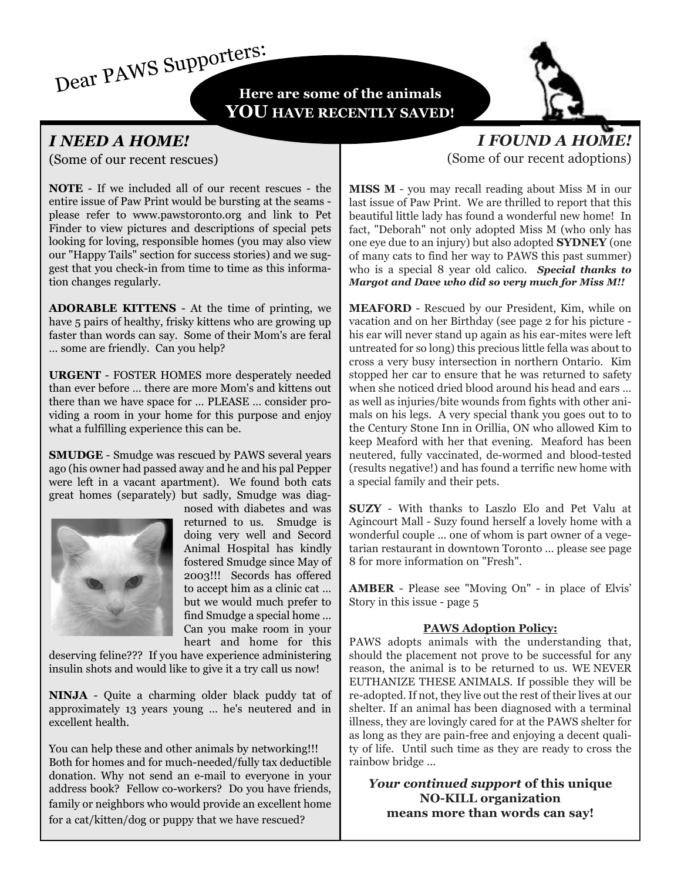# Dear PAWS Supporters:

**Here are some of the animals YOU HAVE RECENTLY SAVED!**

## *I NEED A HOME!*

(Some of our recent rescues)

**NOTE** - If we included all of our recent rescues - the entire issue of Paw Print would be bursting at the seams - please refer to www.pawstoronto.org and link to Pet Finder to view pictures and descriptions of special pets looking for loving, responsible homes (you may also view our "Happy Tails" section for success stories) and we suggest that you check-in from time to time as this information changes regularly.

**ADORABLE KITTENS** - At the time of printing, we have 5 pairs of healthy, frisky kittens who are growing up faster than words can say. Some of their Mom's are feral ... some are friendly. Can you help?

**URGENT** - FOSTER HOMES more desperately needed than ever before ... there are more Mom's and kittens out there than we have space for ... PLEASE ... consider providing a room in your home for this purpose and enjoy what a fulfilling experience this can be.

**SMUDGE** - Smudge was rescued by PAWS several years ago (his owner had passed away and he and his pal Pepper were left in a vacant apartment). We found both cats great homes (separately) but sadly, Smudge was diagnosed with diabetes and was returned to us. Smudge is doing very well and Secord Animal Hospital has kindly fostered Smudge since May of 2003!!! Secords has offered to accept him as a clinic cat ... but we would much prefer to find Smudge a special home ... Can you make room in your heart and home for this deserving feline??? If you have experience administering insulin shots and would like to give it a try call us now!

**NINJA** - Quite a charming older black puddy tat of approximately 13 years young ... he's neutered and in excellent health.

You can help these and other animals by networking!!! Both for homes and for much-needed/fully tax deductible donation. Why not send an e-mail to everyone in your address book? Fellow co-workers? Do you have friends, family or neighbors who would provide an excellent home for a cat/kitten/dog or puppy that we have rescued?

## *I FOUND A HOME!*

(Some of our recent adoptions)

**MISS M** - you may recall reading about Miss M in our last issue of Paw Print. We are thrilled to report that this beautiful little lady has found a wonderful new home! In fact, "Deborah" not only adopted Miss M (who only has one eye due to an injury) but also adopted **SYDNEY** (one of many cats to find her way to PAWS this past summer) who is a special 8 year old calico. ***Special thanks to Margot and Dave who did so very much for Miss M!!***

**MEAFORD** - Rescued by our President, Kim, while on vacation and on her Birthday (see page 2 for his picture - his ear will never stand up again as his ear-mites were left untreated for so long) this precious little fella was about to cross a very busy intersection in northern Ontario. Kim stopped her car to ensure that he was returned to safety when she noticed dried blood around his head and ears ... as well as injuries/bite wounds from fights with other animals on his legs. A very special thank you goes out to to the Century Stone Inn in Orillia, ON who allowed Kim to keep Meaford with her that evening. Meaford has been neutered, fully vaccinated, de-wormed and blood-tested (results negative!) and has found a terrific new home with a special family and their pets.

**SUZY** - With thanks to Laszlo Elo and Pet Valu at Agincourt Mall - Suzy found herself a lovely home with a wonderful couple ... one of whom is part owner of a vegetarian restaurant in downtown Toronto ... please see page 8 for more information on "Fresh".

**AMBER** - Please see "Moving On" - in place of Elvis' Story in this issue - page 5

**PAWS Adoption Policy:**

PAWS adopts animals with the understanding that, should the placement not prove to be successful for any reason, the animal is to be returned to us. WE NEVER EUTHANIZE THESE ANIMALS. If possible they will be re-adopted. If not, they live out the rest of their lives at our shelter. If an animal has been diagnosed with a terminal illness, they are lovingly cared for at the PAWS shelter for as long as they are pain-free and enjoying a decent quality of life. Until such time as they are ready to cross the rainbow bridge ...

***Your continued support* of this unique NO-KILL organization means more than words can say!**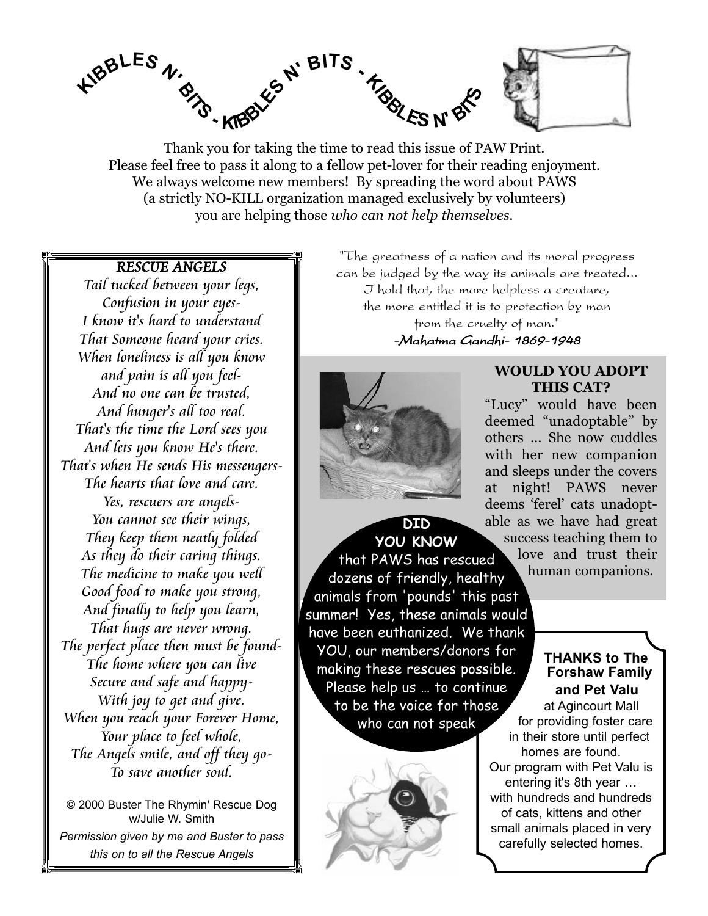# KIBBLES N' BITS - KIBBLES N' BITS - KIBBLES N' BITS

Thank you for taking the time to read this issue of PAW Print.
Please feel free to pass it along to a fellow pet-lover for their reading enjoyment.
We always welcome new members! By spreading the word about PAWS
(a strictly NO-KILL organization managed exclusively by volunteers)
you are helping those *who can not help themselves.*

### *RESCUE ANGELS*

*Tail tucked between your legs,*
*Confusion in your eyes-*
*I know it's hard to understand*
*That Someone heard your cries.*
*When loneliness is all you know*
*and pain is all you feel-*
*And no one can be trusted,*
*And hunger's all too real.*
*That's the time the Lord sees you*
*And lets you know He's there.*
*That's when He sends His messengers-*
*The hearts that love and care.*
*Yes, rescuers are angels-*
*You cannot see their wings,*
*They keep them neatly folded*
*As they do their caring things.*
*The medicine to make you well*
*Good food to make you strong,*
*And finally to help you learn,*
*That hugs are never wrong.*
*The perfect place then must be found-*
*The home where you can live*
*Secure and safe and happy-*
*With joy to get and give.*
*When you reach your Forever Home,*
*Your place to feel whole,*
*The Angels smile, and off they go-*
*To save another soul.*

© 2000 Buster The Rhymin' Rescue Dog w/Julie W. Smith

*Permission given by me and Buster to pass this on to all the Rescue Angels*

"The greatness of a nation and its moral progress can be judged by the way its animals are treated... I hold that, the more helpless a creature, the more entitled it is to protection by man from the cruelty of man."
-Mahatma Gandhi- 1869-1948

### WOULD YOU ADOPT THIS CAT?

"Lucy" would have been deemed "unadoptable" by others ... She now cuddles with her new companion and sleeps under the covers at night! PAWS never deems 'ferel' cats unadoptable as we have had great success teaching them to love and trust their human companions.

**DID YOU KNOW**

that PAWS has rescued dozens of friendly, healthy animals from 'pounds' this past summer! Yes, these animals would have been euthanized. We thank YOU, our members/donors for making these rescues possible. Please help us … to continue to be the voice for those who can not speak

**THANKS to The Forshaw Family and Pet Valu**

at Agincourt Mall for providing foster care in their store until perfect homes are found. Our program with Pet Valu is entering it's 8th year … with hundreds and hundreds of cats, kittens and other small animals placed in very carefully selected homes.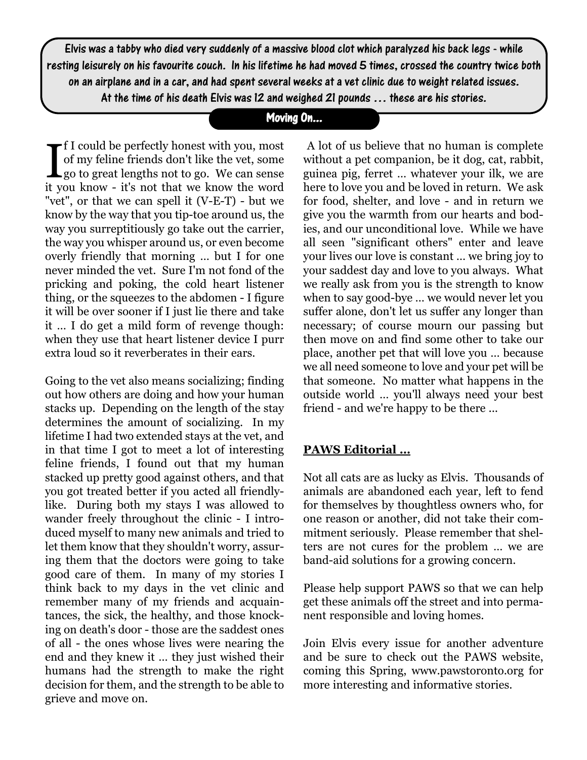**Elvis was a tabby who died very suddenly of a massive blood clot which paralyzed his back legs - while resting leisurely on his favourite couch. In his lifetime he had moved 5 times, crossed the country twice both on an airplane and in a car, and had spent several weeks at a vet clinic due to weight related issues. At the time of his death Elvis was 12 and weighed 21 pounds … these are his stories.**

## Moving On...

If I could be perfectly honest with you, most of my feline friends don't like the vet, some go to great lengths not to go. We can sense it you know - it's not that we know the word "vet", or that we can spell it (V-E-T) - but we know by the way that you tip-toe around us, the way you surreptitiously go take out the carrier, the way you whisper around us, or even become overly friendly that morning … but I for one never minded the vet. Sure I'm not fond of the pricking and poking, the cold heart listener thing, or the squeezes to the abdomen - I figure it will be over sooner if I just lie there and take it … I do get a mild form of revenge though: when they use that heart listener device I purr extra loud so it reverberates in their ears.

Going to the vet also means socializing; finding out how others are doing and how your human stacks up. Depending on the length of the stay determines the amount of socializing. In my lifetime I had two extended stays at the vet, and in that time I got to meet a lot of interesting feline friends, I found out that my human stacked up pretty good against others, and that you got treated better if you acted all friendly-like. During both my stays I was allowed to wander freely throughout the clinic - I introduced myself to many new animals and tried to let them know that they shouldn't worry, assuring them that the doctors were going to take good care of them. In many of my stories I think back to my days in the vet clinic and remember many of my friends and acquaintances, the sick, the healthy, and those knocking on death's door - those are the saddest ones of all - the ones whose lives were nearing the end and they knew it … they just wished their humans had the strength to make the right decision for them, and the strength to be able to grieve and move on.

A lot of us believe that no human is complete without a pet companion, be it dog, cat, rabbit, guinea pig, ferret … whatever your ilk, we are here to love you and be loved in return. We ask for food, shelter, and love - and in return we give you the warmth from our hearts and bodies, and our unconditional love. While we have all seen "significant others" enter and leave your lives our love is constant … we bring joy to your saddest day and love to you always. What we really ask from you is the strength to know when to say good-bye … we would never let you suffer alone, don't let us suffer any longer than necessary; of course mourn our passing but then move on and find some other to take our place, another pet that will love you … because we all need someone to love and your pet will be that someone. No matter what happens in the outside world … you'll always need your best friend - and we're happy to be there …

**PAWS Editorial …**

Not all cats are as lucky as Elvis. Thousands of animals are abandoned each year, left to fend for themselves by thoughtless owners who, for one reason or another, did not take their commitment seriously. Please remember that shelters are not cures for the problem … we are band-aid solutions for a growing concern.

Please help support PAWS so that we can help get these animals off the street and into permanent responsible and loving homes.

Join Elvis every issue for another adventure and be sure to check out the PAWS website, coming this Spring, www.pawstoronto.org for more interesting and informative stories.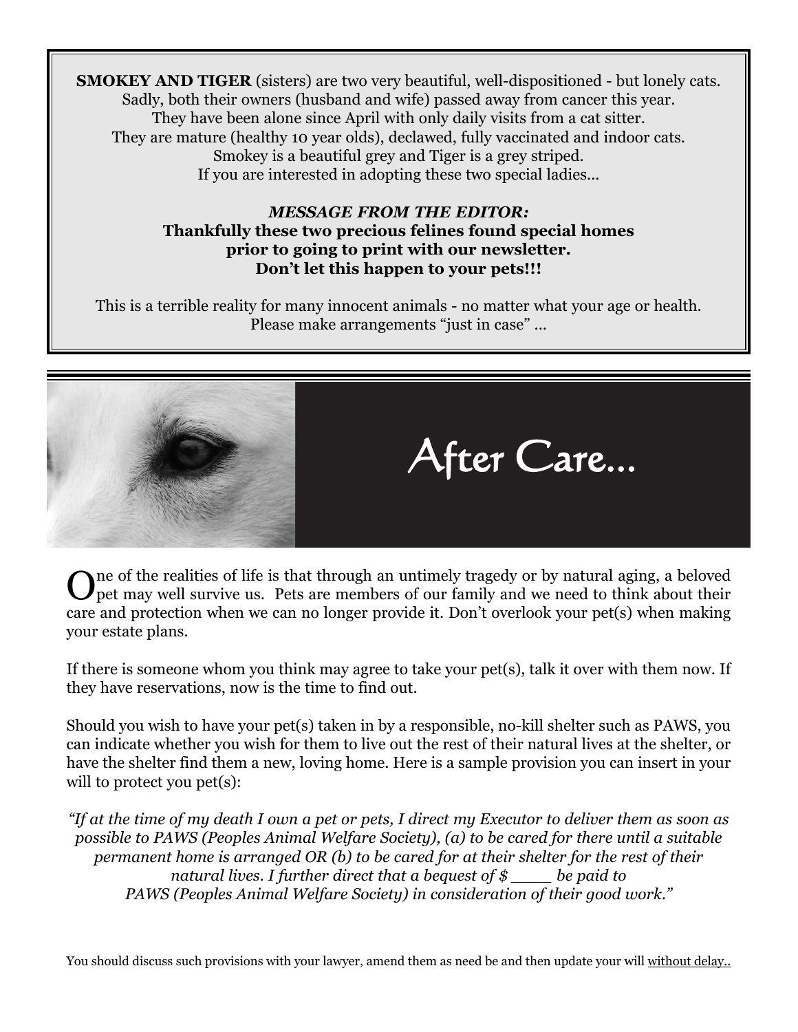**SMOKEY AND TIGER** (sisters) are two very beautiful, well-dispositioned - but lonely cats. Sadly, both their owners (husband and wife) passed away from cancer this year. They have been alone since April with only daily visits from a cat sitter. They are mature (healthy 10 year olds), declawed, fully vaccinated and indoor cats. Smokey is a beautiful grey and Tiger is a grey striped. If you are interested in adopting these two special ladies…

***MESSAGE FROM THE EDITOR:***
**Thankfully these two precious felines found special homes prior to going to print with our newsletter. Don't let this happen to your pets!!!**

This is a terrible reality for many innocent animals - no matter what your age or health. Please make arrangements "just in case" …

# After Care…

One of the realities of life is that through an untimely tragedy or by natural aging, a beloved pet may well survive us. Pets are members of our family and we need to think about their care and protection when we can no longer provide it. Don't overlook your pet(s) when making your estate plans.

If there is someone whom you think may agree to take your pet(s), talk it over with them now. If they have reservations, now is the time to find out.

Should you wish to have your pet(s) taken in by a responsible, no-kill shelter such as PAWS, you can indicate whether you wish for them to live out the rest of their natural lives at the shelter, or have the shelter find them a new, loving home. Here is a sample provision you can insert in your will to protect you pet(s):

*"If at the time of my death I own a pet or pets, I direct my Executor to deliver them as soon as possible to PAWS (Peoples Animal Welfare Society), (a) to be cared for there until a suitable permanent home is arranged OR (b) to be cared for at their shelter for the rest of their natural lives. I further direct that a bequest of $ ____ be paid to PAWS (Peoples Animal Welfare Society) in consideration of their good work."*

You should discuss such provisions with your lawyer, amend them as need be and then update your will <u>without delay..</u>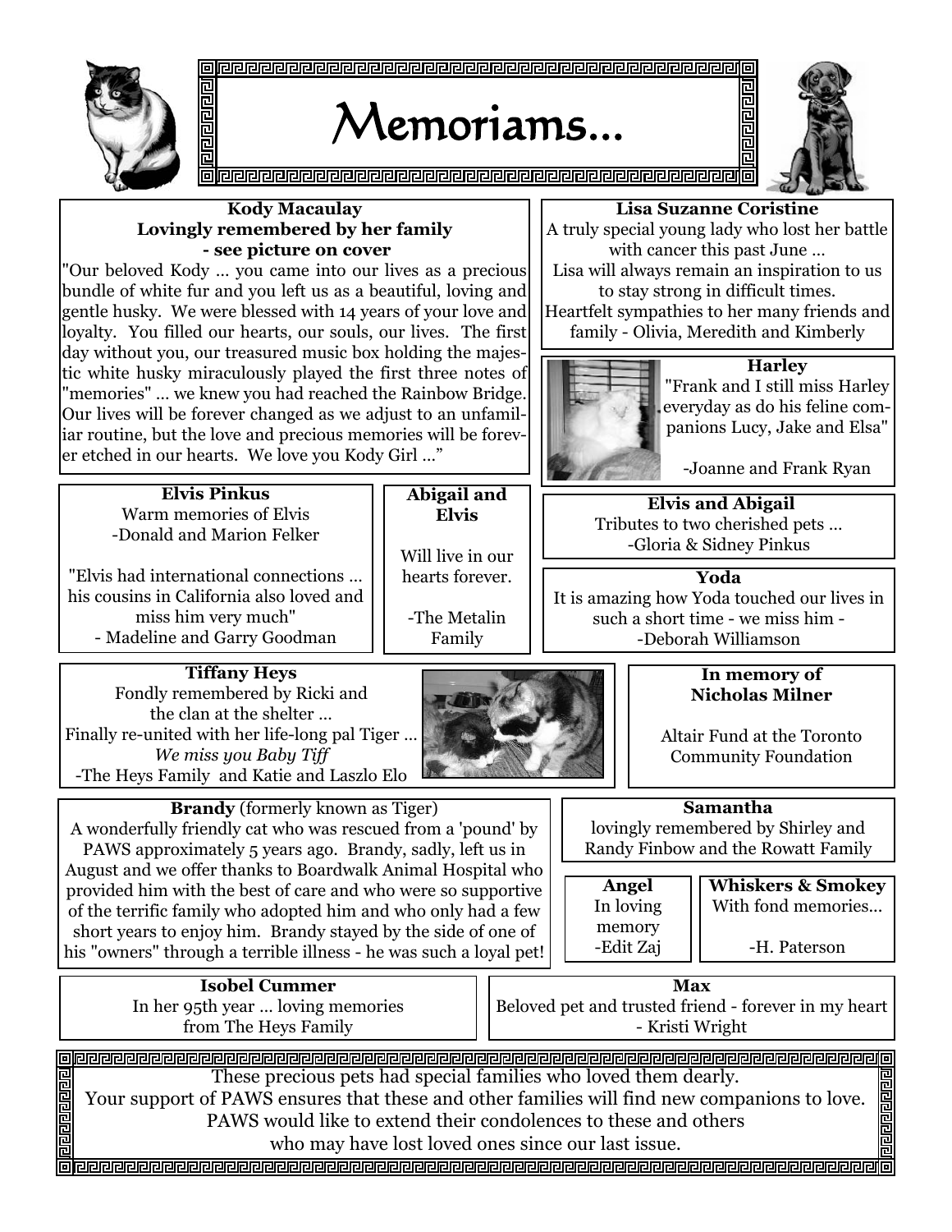# Memoriams...

**Kody Macaulay**
**Lovingly remembered by her family**
**- see picture on cover**

"Our beloved Kody ... you came into our lives as a precious bundle of white fur and you left us as a beautiful, loving and gentle husky. We were blessed with 14 years of your love and loyalty. You filled our hearts, our souls, our lives. The first day without you, our treasured music box holding the majestic white husky miraculously played the first three notes of "memories" ... we knew you had reached the Rainbow Bridge. Our lives will be forever changed as we adjust to an unfamiliar routine, but the love and precious memories will be forever etched in our hearts. We love you Kody Girl ..."

**Lisa Suzanne Coristine**

A truly special young lady who lost her battle with cancer this past June ...
Lisa will always remain an inspiration to us to stay strong in difficult times.
Heartfelt sympathies to her many friends and family - Olivia, Meredith and Kimberly

**Harley**

"Frank and I still miss Harley everyday as do his feline companions Lucy, Jake and Elsa"

-Joanne and Frank Ryan

**Elvis Pinkus**

Warm memories of Elvis
-Donald and Marion Felker

"Elvis had international connections ... his cousins in California also loved and miss him very much"
- Madeline and Garry Goodman

**Abigail and Elvis**

Will live in our hearts forever.

-The Metalin Family

**Elvis and Abigail**

Tributes to two cherished pets ...
-Gloria & Sidney Pinkus

**Yoda**

It is amazing how Yoda touched our lives in such a short time - we miss him -
-Deborah Williamson

**Tiffany Heys**

Fondly remembered by Ricki and the clan at the shelter ...
Finally re-united with her life-long pal Tiger ...
*We miss you Baby Tiff*
-The Heys Family and Katie and Laszlo Elo

**In memory of Nicholas Milner**

Altair Fund at the Toronto Community Foundation

**Brandy** (formerly known as Tiger)

A wonderfully friendly cat who was rescued from a 'pound' by PAWS approximately 5 years ago. Brandy, sadly, left us in August and we offer thanks to Boardwalk Animal Hospital who provided him with the best of care and who were so supportive of the terrific family who adopted him and who only had a few short years to enjoy him. Brandy stayed by the side of one of his "owners" through a terrible illness - he was such a loyal pet!

**Samantha**

lovingly remembered by Shirley and Randy Finbow and the Rowatt Family

**Angel**

In loving memory
-Edit Zaj

**Whiskers & Smokey**

With fond memories...

-H. Paterson

**Isobel Cummer**

In her 95th year ... loving memories from The Heys Family

**Max**

Beloved pet and trusted friend - forever in my heart
- Kristi Wright

These precious pets had special families who loved them dearly.
Your support of PAWS ensures that these and other families will find new companions to love.
PAWS would like to extend their condolences to these and others who may have lost loved ones since our last issue.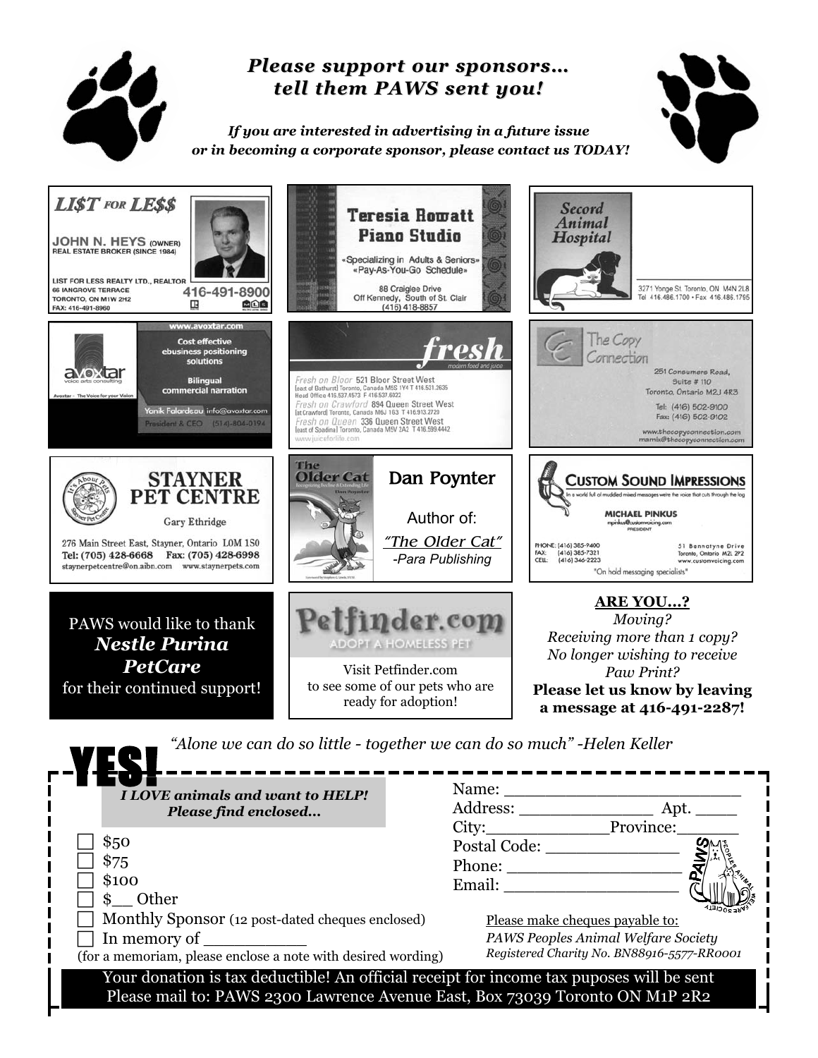# *Please support our sponsors… tell them PAWS sent you!*

***If you are interested in advertising in a future issue or in becoming a corporate sponsor, please contact us TODAY!***

**LI$T FOR LE$$**
JOHN N. HEYS (OWNER)
REAL ESTATE BROKER (SINCE 1984)
LIST FOR LESS REALTY LTD., REALTOR
66 IANGROVE TERRACE
TORONTO, ON M1W 2H2
FAX: 416-491-8960
416-491-8900

**Teresia Rowatt Piano Studio**
«Specializing in Adults & Seniors»
«Pay-As-You-Go Schedule»
88 Craiglee Drive
Off Kennedy, South of St. Clair
(416) 418-8857

**Secord Animal Hospital**
3271 Yonge St. Toronto, ON M4N 2L8
Tel 416.486.1700 • Fax 416.486.1795

**avoxtar** voice arts consulting
Avoxtar - The Voice for your Vision
www.avoxtar.com
Cost effective ebusiness positioning solutions
Bilingual commercial narration
Yanik Falardeau info@avoxtar.com
President & CEO (514)-804-0194

**fresh** modern food and juice
Fresh on Bloor 521 Bloor Street West (east of Bathurst) Toronto, Canada M5S 1Y4 T 416.531.2635
Head Office 416.537.4573 F 416.537.6022
Fresh on Crawford 894 Queen Street West (at Crawford) Toronto, Canada M6J 1G3 T 416.913.2720
Fresh on Queen 336 Queen Street West (east of Spadina) Toronto, Canada M5V 2A2 T 416.599.4442
www.juiceforlife.com

**The Copy Connection**
251 Consumers Road, Suite # 110
Toronto, Ontario M2J 4R3
Tel: (416) 502-9100
Fax: (416) 502-9102
www.thecopyconnection.com
marnix@thecopyconnection.com

**STAYNER PET CENTRE**
Gary Ethridge
276 Main Street East, Stayner, Ontario L0M 1S0
Tel: (705) 428-6668 Fax: (705) 428-6998
staynerpetcentre@on.aibn.com www.staynerpets.com

**Dan Poynter**
Author of:
*"The Older Cat"*
*-Para Publishing*

**CUSTOM SOUND IMPRESSIONS**
In a world full of muddled mixed messages we're the voice that cuts through the fog
MICHAEL PINKUS
mpinkus@customvoicing.com
PRESIDENT
PHONE: (416) 385-9400
FAX: (416) 385-7321
CELL: (416) 346-2223
51 Bannatyne Drive
Toronto, Ontario M2L 2P2
www.customvoicing.com
"On hold messaging specialists"

PAWS would like to thank ***Nestle Purina PetCare*** for their continued support!

**Petfinder.com**
ADOPT A HOMELESS PET
Visit Petfinder.com to see some of our pets who are ready for adoption!

**ARE YOU…?**
*Moving?*
*Receiving more than 1 copy?*
*No longer wishing to receive Paw Print?*
**Please let us know by leaving a message at 416-491-2287!**

*"Alone we can do so little - together we can do so much" -Helen Keller*

**YES!**
***I LOVE animals and want to HELP! Please find enclosed…***

- ☐ $50
- ☐ $75
- ☐ $100
- ☐ $__ Other
- ☐ Monthly Sponsor (12 post-dated cheques enclosed)
- ☐ In memory of __________

(for a memoriam, please enclose a note with desired wording)

Name: ______________________
Address: _____________ Apt. ____
City:____________Province:______
Postal Code: ______________
Phone: _________________
Email: _________________

Please make cheques payable to:
*PAWS Peoples Animal Welfare Society*
*Registered Charity No. BN88916-5577-RR0001*

Your donation is tax deductible! An official receipt for income tax puposes will be sent
Please mail to: PAWS 2300 Lawrence Avenue East, Box 73039 Toronto ON M1P 2R2